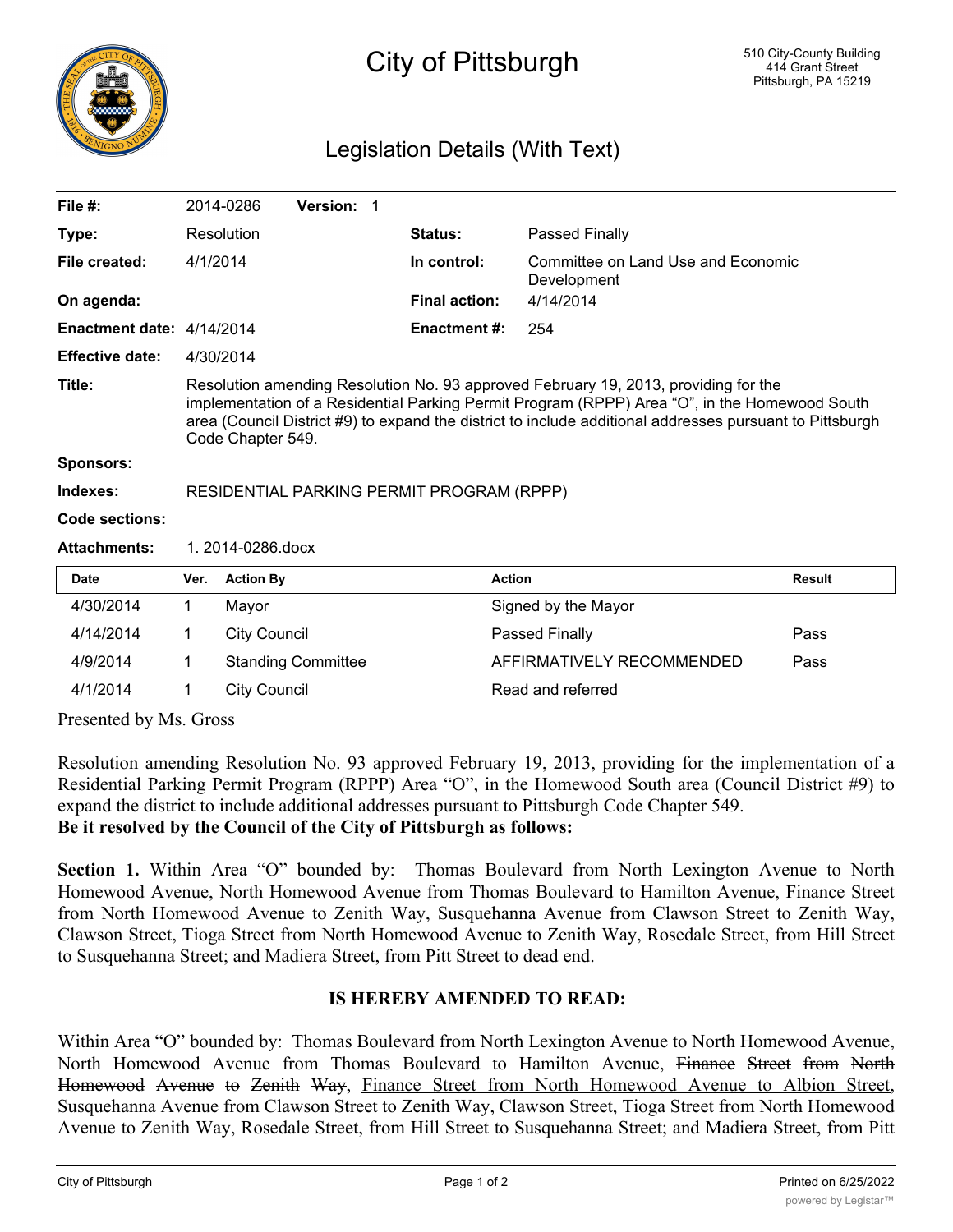# City of Pittsburgh

510 City-County Building
414 Grant Street
Pittsburgh, PA 15219

## Legislation Details (With Text)

| | | | |
|---|---|---|---|
| **File #:** | 2014-0286 **Version:** 1 | | |
| **Type:** | Resolution | **Status:** | Passed Finally |
| **File created:** | 4/1/2014 | **In control:** | Committee on Land Use and Economic Development |
| **On agenda:** | | **Final action:** | 4/14/2014 |
| **Enactment date:** | 4/14/2014 | **Enactment #:** | 254 |
| **Effective date:** | 4/30/2014 | | |

**Title:** Resolution amending Resolution No. 93 approved February 19, 2013, providing for the implementation of a Residential Parking Permit Program (RPPP) Area "O", in the Homewood South area (Council District #9) to expand the district to include additional addresses pursuant to Pittsburgh Code Chapter 549.

**Sponsors:**

**Indexes:** RESIDENTIAL PARKING PERMIT PROGRAM (RPPP)

**Code sections:**

**Attachments:** 1. 2014-0286.docx

| Date | Ver. | Action By | Action | Result |
|---|---|---|---|---|
| 4/30/2014 | 1 | Mayor | Signed by the Mayor | |
| 4/14/2014 | 1 | City Council | Passed Finally | Pass |
| 4/9/2014 | 1 | Standing Committee | AFFIRMATIVELY RECOMMENDED | Pass |
| 4/1/2014 | 1 | City Council | Read and referred | |

Presented by Ms. Gross

Resolution amending Resolution No. 93 approved February 19, 2013, providing for the implementation of a Residential Parking Permit Program (RPPP) Area "O", in the Homewood South area (Council District #9) to expand the district to include additional addresses pursuant to Pittsburgh Code Chapter 549.

**Be it resolved by the Council of the City of Pittsburgh as follows:**

**Section 1.** Within Area "O" bounded by: Thomas Boulevard from North Lexington Avenue to North Homewood Avenue, North Homewood Avenue from Thomas Boulevard to Hamilton Avenue, Finance Street from North Homewood Avenue to Zenith Way, Susquehanna Avenue from Clawson Street to Zenith Way, Clawson Street, Tioga Street from North Homewood Avenue to Zenith Way, Rosedale Street, from Hill Street to Susquehanna Street; and Madiera Street, from Pitt Street to dead end.

**IS HEREBY AMENDED TO READ:**

Within Area "O" bounded by: Thomas Boulevard from North Lexington Avenue to North Homewood Avenue, North Homewood Avenue from Thomas Boulevard to Hamilton Avenue, ~~Finance Street from North Homewood Avenue to Zenith Way~~, <u>Finance Street from North Homewood Avenue to Albion Street</u>, Susquehanna Avenue from Clawson Street to Zenith Way, Clawson Street, Tioga Street from North Homewood Avenue to Zenith Way, Rosedale Street, from Hill Street to Susquehanna Street; and Madiera Street, from Pitt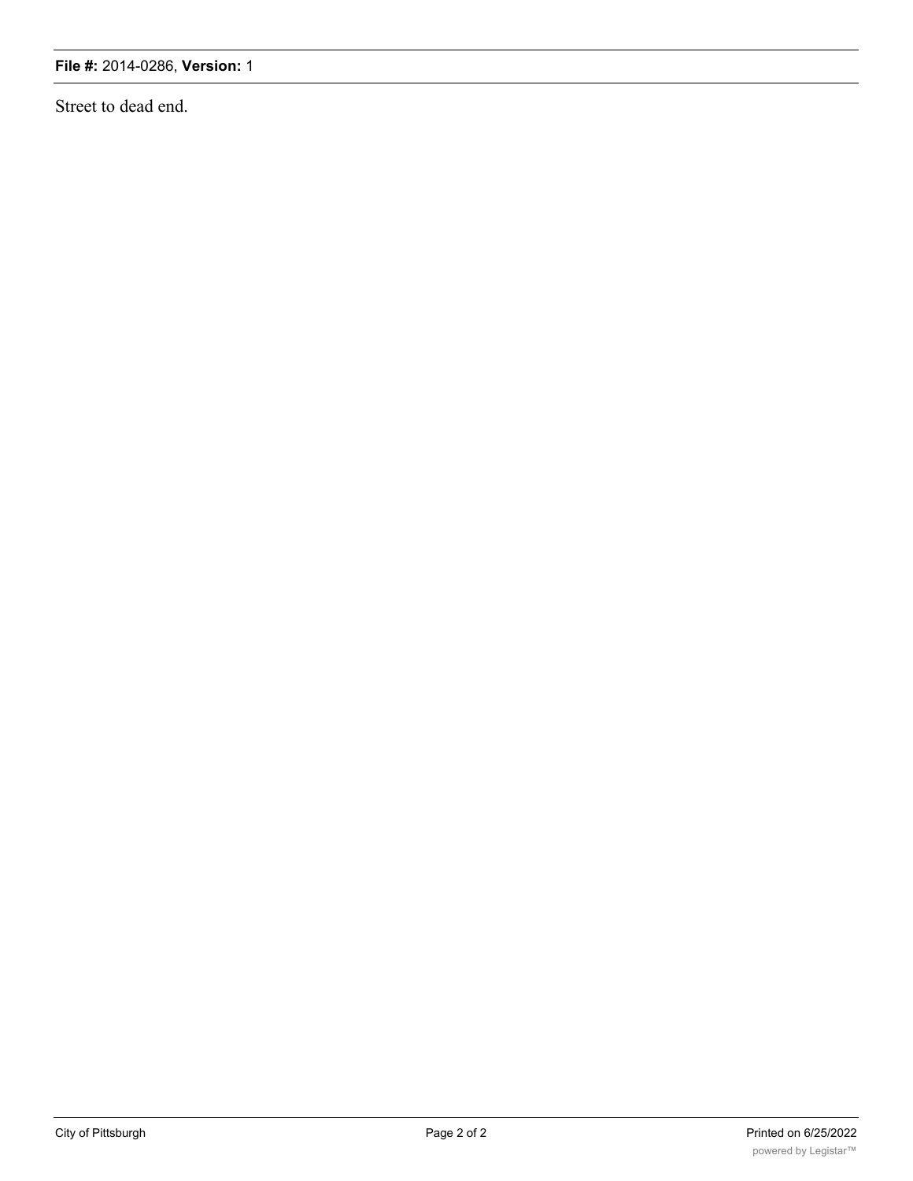Street to dead end.